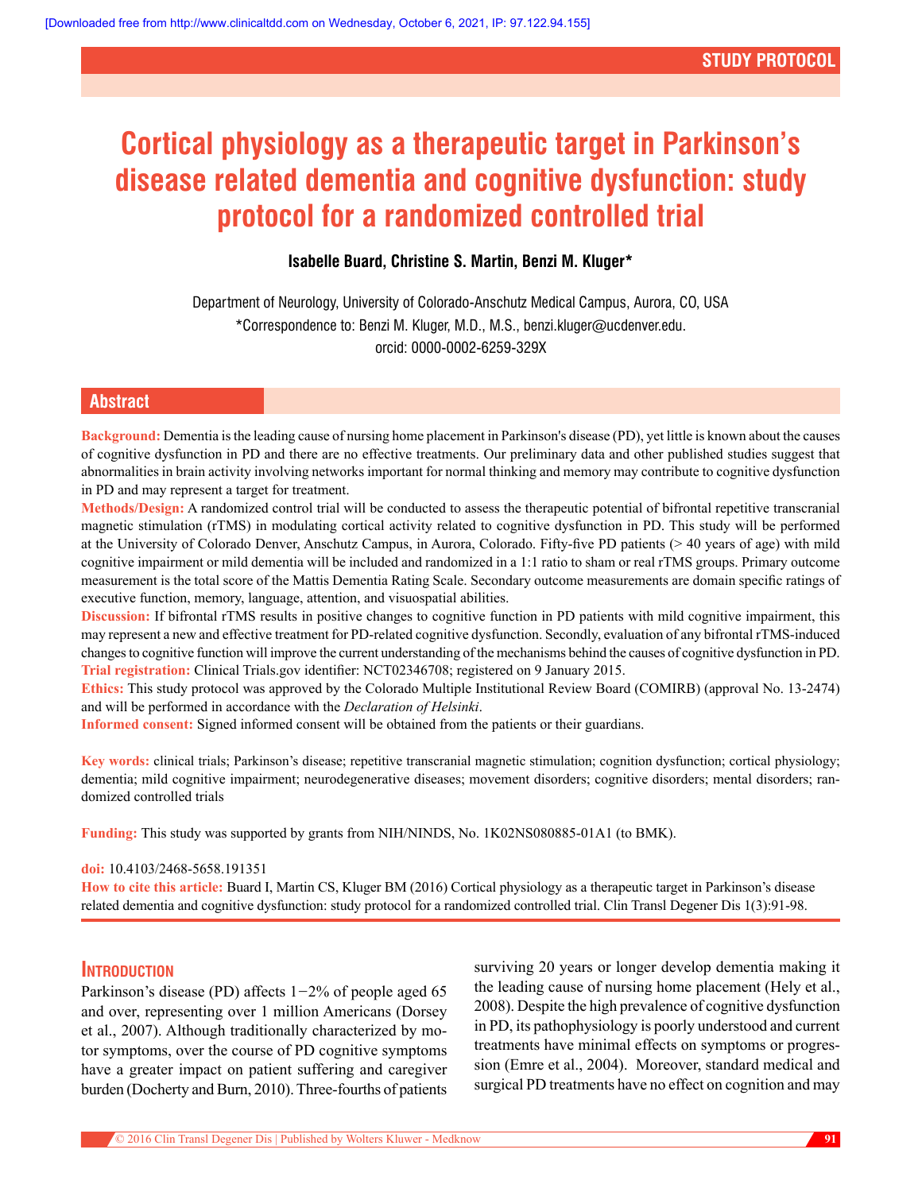STUDY PROTOCOL

# Cortical physiology as a therapeutic target in Parkinson's disease related dementia and cognitive dysfunction: study protocol for a randomized controlled trial

**Isabelle Buard, Christine S. Martin, Benzi M. Kluger***

Department of Neurology, University of Colorado-Anschutz Medical Campus, Aurora, CO, USA

*Correspondence to: Benzi M. Kluger, M.D., M.S., benzi.kluger@ucdenver.edu.

orcid: 0000-0002-6259-329X

## Abstract

**Background:** Dementia is the leading cause of nursing home placement in Parkinson's disease (PD), yet little is known about the causes of cognitive dysfunction in PD and there are no effective treatments. Our preliminary data and other published studies suggest that abnormalities in brain activity involving networks important for normal thinking and memory may contribute to cognitive dysfunction in PD and may represent a target for treatment.

**Methods/Design:** A randomized control trial will be conducted to assess the therapeutic potential of bifrontal repetitive transcranial magnetic stimulation (rTMS) in modulating cortical activity related to cognitive dysfunction in PD. This study will be performed at the University of Colorado Denver, Anschutz Campus, in Aurora, Colorado. Fifty-five PD patients (> 40 years of age) with mild cognitive impairment or mild dementia will be included and randomized in a 1:1 ratio to sham or real rTMS groups. Primary outcome measurement is the total score of the Mattis Dementia Rating Scale. Secondary outcome measurements are domain specific ratings of executive function, memory, language, attention, and visuospatial abilities.

**Discussion:** If bifrontal rTMS results in positive changes to cognitive function in PD patients with mild cognitive impairment, this may represent a new and effective treatment for PD-related cognitive dysfunction. Secondly, evaluation of any bifrontal rTMS-induced changes to cognitive function will improve the current understanding of the mechanisms behind the causes of cognitive dysfunction in PD.

**Trial registration:** Clinical Trials.gov identifier: NCT02346708; registered on 9 January 2015.

**Ethics:** This study protocol was approved by the Colorado Multiple Institutional Review Board (COMIRB) (approval No. 13-2474) and will be performed in accordance with the *Declaration of Helsinki*.

**Informed consent:** Signed informed consent will be obtained from the patients or their guardians.

**Key words:** clinical trials; Parkinson's disease; repetitive transcranial magnetic stimulation; cognition dysfunction; cortical physiology; dementia; mild cognitive impairment; neurodegenerative diseases; movement disorders; cognitive disorders; mental disorders; randomized controlled trials

**Funding:** This study was supported by grants from NIH/NINDS, No. 1K02NS080885-01A1 (to BMK).

**doi:** 10.4103/2468-5658.191351

**How to cite this article:** Buard I, Martin CS, Kluger BM (2016) Cortical physiology as a therapeutic target in Parkinson's disease related dementia and cognitive dysfunction: study protocol for a randomized controlled trial. Clin Transl Degener Dis 1(3):91-98.

## Introduction

Parkinson's disease (PD) affects 1−2% of people aged 65 and over, representing over 1 million Americans (Dorsey et al., 2007). Although traditionally characterized by motor symptoms, over the course of PD cognitive symptoms have a greater impact on patient suffering and caregiver burden (Docherty and Burn, 2010). Three-fourths of patients surviving 20 years or longer develop dementia making it the leading cause of nursing home placement (Hely et al., 2008). Despite the high prevalence of cognitive dysfunction in PD, its pathophysiology is poorly understood and current treatments have minimal effects on symptoms or progression (Emre et al., 2004). Moreover, standard medical and surgical PD treatments have no effect on cognition and may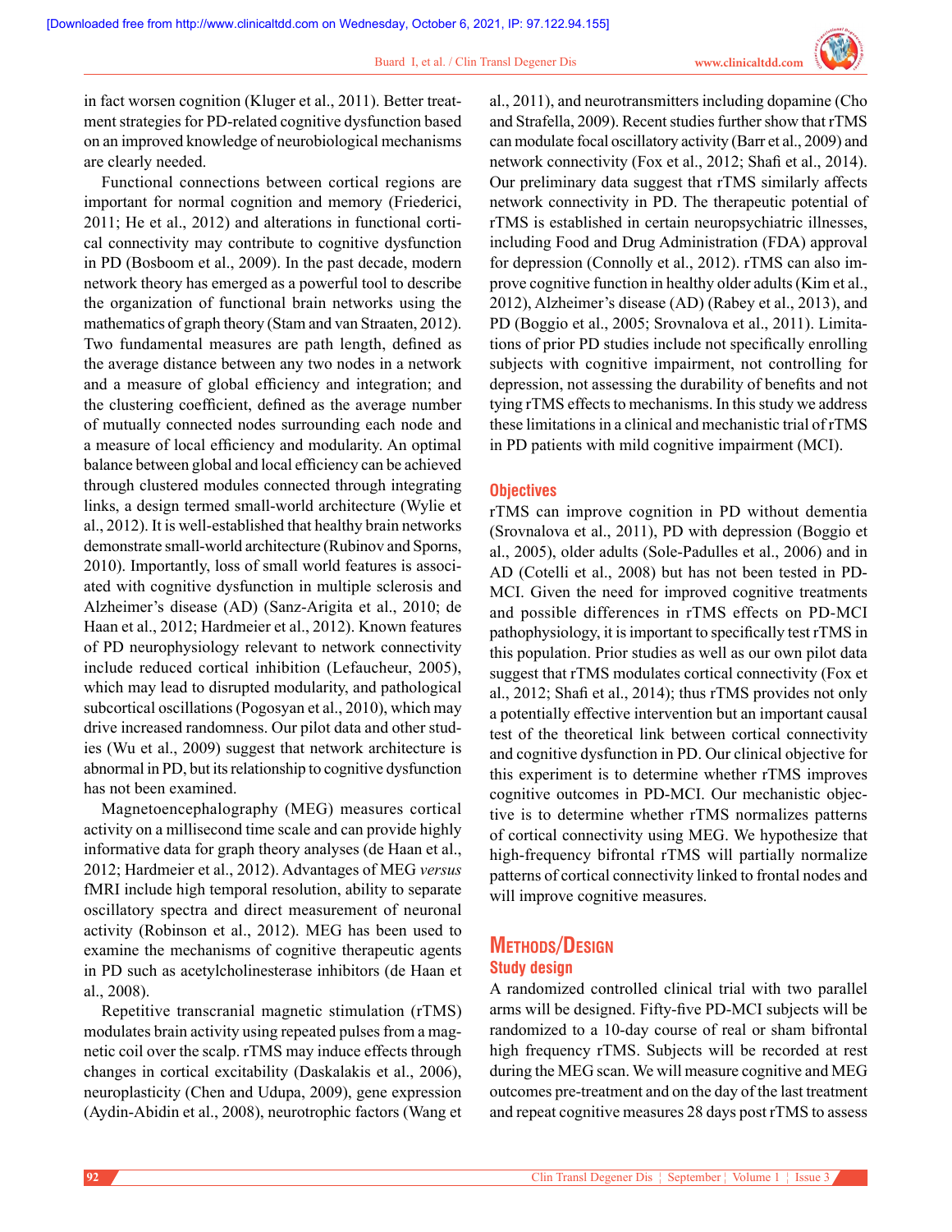in fact worsen cognition (Kluger et al., 2011). Better treatment strategies for PD-related cognitive dysfunction based on an improved knowledge of neurobiological mechanisms are clearly needed.

Functional connections between cortical regions are important for normal cognition and memory (Friederici, 2011; He et al., 2012) and alterations in functional cortical connectivity may contribute to cognitive dysfunction in PD (Bosboom et al., 2009). In the past decade, modern network theory has emerged as a powerful tool to describe the organization of functional brain networks using the mathematics of graph theory (Stam and van Straaten, 2012). Two fundamental measures are path length, defined as the average distance between any two nodes in a network and a measure of global efficiency and integration; and the clustering coefficient, defined as the average number of mutually connected nodes surrounding each node and a measure of local efficiency and modularity. An optimal balance between global and local efficiency can be achieved through clustered modules connected through integrating links, a design termed small-world architecture (Wylie et al., 2012). It is well-established that healthy brain networks demonstrate small-world architecture (Rubinov and Sporns, 2010). Importantly, loss of small world features is associated with cognitive dysfunction in multiple sclerosis and Alzheimer's disease (AD) (Sanz-Arigita et al., 2010; de Haan et al., 2012; Hardmeier et al., 2012). Known features of PD neurophysiology relevant to network connectivity include reduced cortical inhibition (Lefaucheur, 2005), which may lead to disrupted modularity, and pathological subcortical oscillations (Pogosyan et al., 2010), which may drive increased randomness. Our pilot data and other studies (Wu et al., 2009) suggest that network architecture is abnormal in PD, but its relationship to cognitive dysfunction has not been examined.

Magnetoencephalography (MEG) measures cortical activity on a millisecond time scale and can provide highly informative data for graph theory analyses (de Haan et al., 2012; Hardmeier et al., 2012). Advantages of MEG *versus* fMRI include high temporal resolution, ability to separate oscillatory spectra and direct measurement of neuronal activity (Robinson et al., 2012). MEG has been used to examine the mechanisms of cognitive therapeutic agents in PD such as acetylcholinesterase inhibitors (de Haan et al., 2008).

Repetitive transcranial magnetic stimulation (rTMS) modulates brain activity using repeated pulses from a magnetic coil over the scalp. rTMS may induce effects through changes in cortical excitability (Daskalakis et al., 2006), neuroplasticity (Chen and Udupa, 2009), gene expression (Aydin-Abidin et al., 2008), neurotrophic factors (Wang et al., 2011), and neurotransmitters including dopamine (Cho and Strafella, 2009). Recent studies further show that rTMS can modulate focal oscillatory activity (Barr et al., 2009) and network connectivity (Fox et al., 2012; Shafi et al., 2014). Our preliminary data suggest that rTMS similarly affects network connectivity in PD. The therapeutic potential of rTMS is established in certain neuropsychiatric illnesses, including Food and Drug Administration (FDA) approval for depression (Connolly et al., 2012). rTMS can also improve cognitive function in healthy older adults (Kim et al., 2012), Alzheimer's disease (AD) (Rabey et al., 2013), and PD (Boggio et al., 2005; Srovnalova et al., 2011). Limitations of prior PD studies include not specifically enrolling subjects with cognitive impairment, not controlling for depression, not assessing the durability of benefits and not tying rTMS effects to mechanisms. In this study we address these limitations in a clinical and mechanistic trial of rTMS in PD patients with mild cognitive impairment (MCI).

### Objectives

rTMS can improve cognition in PD without dementia (Srovnalova et al., 2011), PD with depression (Boggio et al., 2005), older adults (Sole-Padulles et al., 2006) and in AD (Cotelli et al., 2008) but has not been tested in PD-MCI. Given the need for improved cognitive treatments and possible differences in rTMS effects on PD-MCI pathophysiology, it is important to specifically test rTMS in this population. Prior studies as well as our own pilot data suggest that rTMS modulates cortical connectivity (Fox et al., 2012; Shafi et al., 2014); thus rTMS provides not only a potentially effective intervention but an important causal test of the theoretical link between cortical connectivity and cognitive dysfunction in PD. Our clinical objective for this experiment is to determine whether rTMS improves cognitive outcomes in PD-MCI. Our mechanistic objective is to determine whether rTMS normalizes patterns of cortical connectivity using MEG. We hypothesize that high-frequency bifrontal rTMS will partially normalize patterns of cortical connectivity linked to frontal nodes and will improve cognitive measures.

## Methods/Design

### Study design

A randomized controlled clinical trial with two parallel arms will be designed. Fifty-five PD-MCI subjects will be randomized to a 10-day course of real or sham bifrontal high frequency rTMS. Subjects will be recorded at rest during the MEG scan. We will measure cognitive and MEG outcomes pre-treatment and on the day of the last treatment and repeat cognitive measures 28 days post rTMS to assess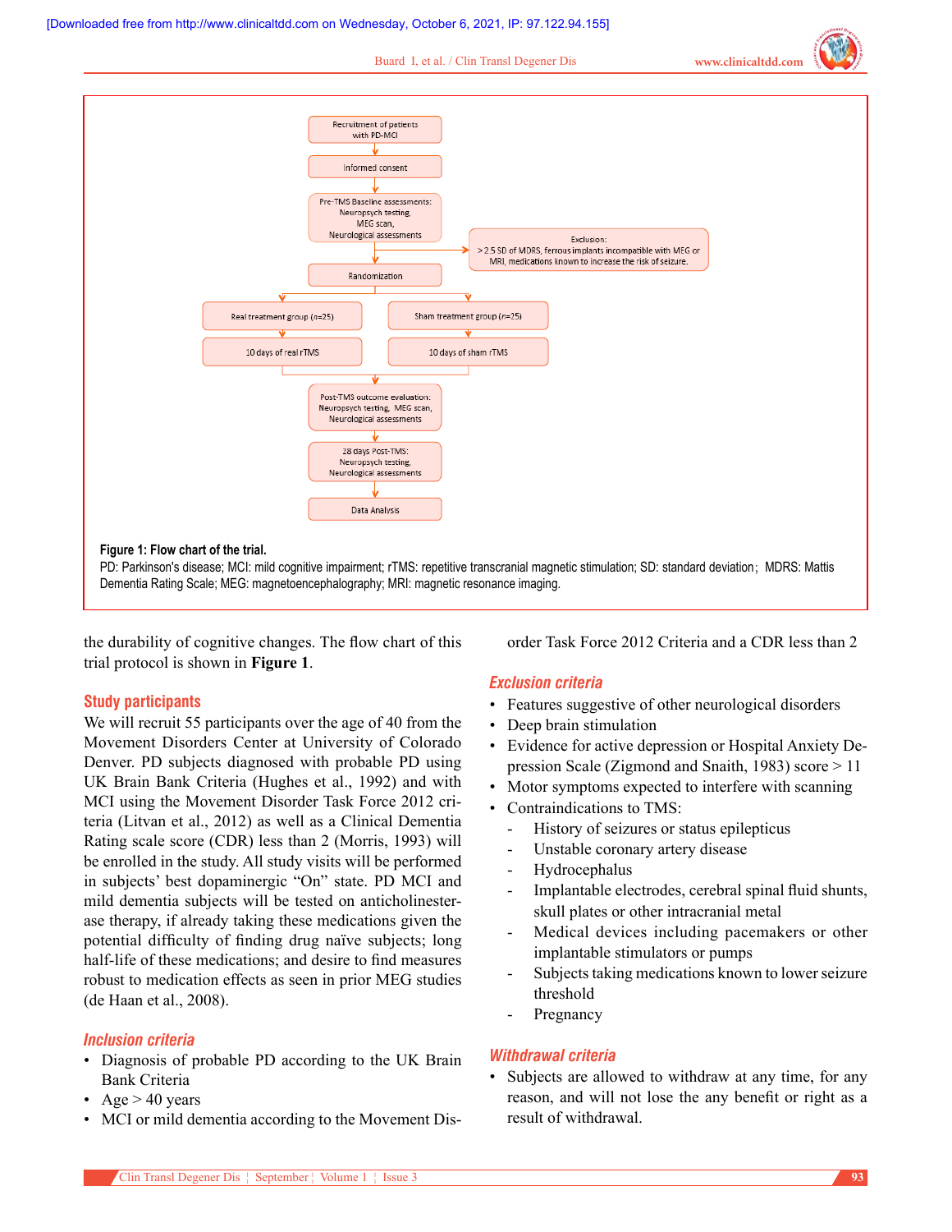Figure 1: Flow chart of the trial.

PD: Parkinson's disease; MCI: mild cognitive impairment; rTMS: repetitive transcranial magnetic stimulation; SD: standard deviation; MDRS: Mattis Dementia Rating Scale; MEG: magnetoencephalography; MRI: magnetic resonance imaging.

the durability of cognitive changes. The flow chart of this trial protocol is shown in **Figure 1**.

### Study participants

We will recruit 55 participants over the age of 40 from the Movement Disorders Center at University of Colorado Denver. PD subjects diagnosed with probable PD using UK Brain Bank Criteria (Hughes et al., 1992) and with MCI using the Movement Disorder Task Force 2012 criteria (Litvan et al., 2012) as well as a Clinical Dementia Rating scale score (CDR) less than 2 (Morris, 1993) will be enrolled in the study. All study visits will be performed in subjects' best dopaminergic "On" state. PD MCI and mild dementia subjects will be tested on anticholinesterase therapy, if already taking these medications given the potential difficulty of finding drug naïve subjects; long half-life of these medications; and desire to find measures robust to medication effects as seen in prior MEG studies (de Haan et al., 2008).

### *Inclusion criteria*

- Diagnosis of probable PD according to the UK Brain Bank Criteria
- Age > 40 years
- MCI or mild dementia according to the Movement Disorder Task Force 2012 Criteria and a CDR less than 2

### *Exclusion criteria*

- Features suggestive of other neurological disorders
- Deep brain stimulation
- Evidence for active depression or Hospital Anxiety Depression Scale (Zigmond and Snaith, 1983) score > 11
- Motor symptoms expected to interfere with scanning
- Contraindications to TMS:
  - History of seizures or status epilepticus
  - Unstable coronary artery disease
  - Hydrocephalus
  - Implantable electrodes, cerebral spinal fluid shunts, skull plates or other intracranial metal
  - Medical devices including pacemakers or other implantable stimulators or pumps
  - Subjects taking medications known to lower seizure threshold
  - Pregnancy

### *Withdrawal criteria*

- Subjects are allowed to withdraw at any time, for any reason, and will not lose the any benefit or right as a result of withdrawal.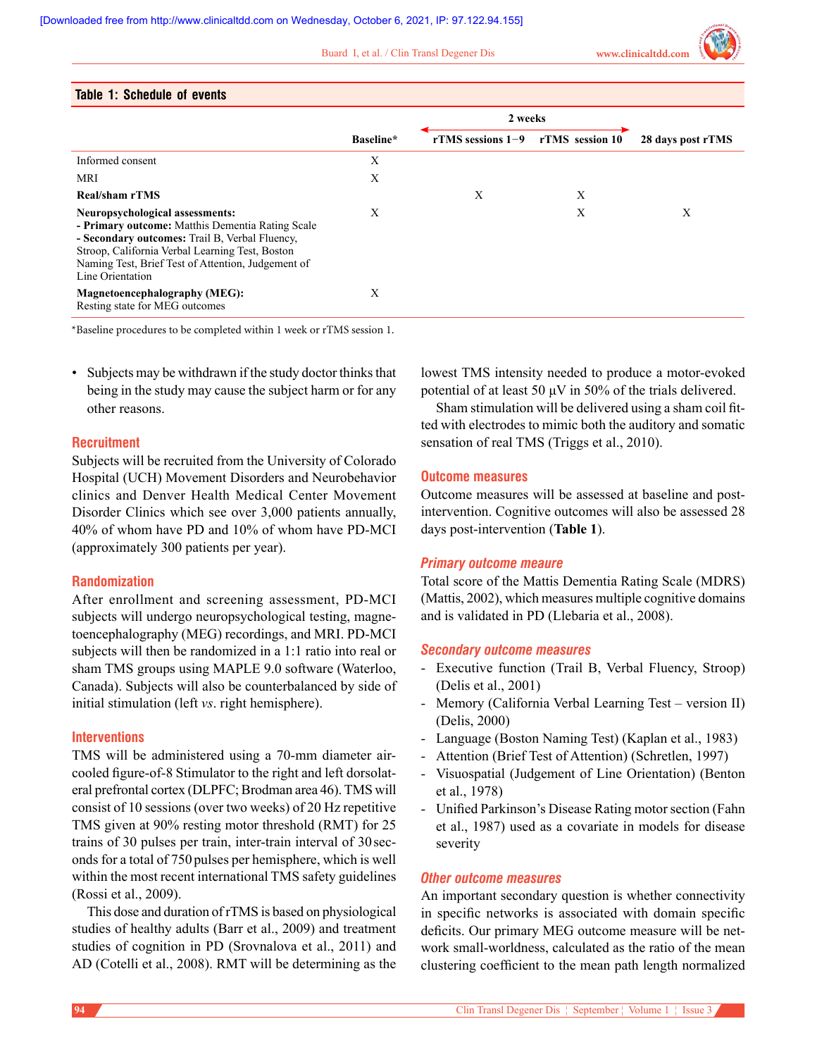**Table 1: Schedule of events**

| | Baseline* | 2 weeks | | 28 days post rTMS |
|---|---|---|---|---|
| | | rTMS sessions 1−9 | rTMS session 10 | |
| Informed consent | X | | | |
| MRI | X | | | |
| **Real/sham rTMS** | | X | X | |
| **Neuropsychological assessments:** **- Primary outcome:** Matthis Dementia Rating Scale **- Secondary outcomes:** Trail B, Verbal Fluency, Stroop, California Verbal Learning Test, Boston Naming Test, Brief Test of Attention, Judgement of Line Orientation | X | | X | X |
| **Magnetoencephalography (MEG):** Resting state for MEG outcomes | X | | | |

*Baseline procedures to be completed within 1 week or rTMS session 1.

- Subjects may be withdrawn if the study doctor thinks that being in the study may cause the subject harm or for any other reasons.

### Recruitment

Subjects will be recruited from the University of Colorado Hospital (UCH) Movement Disorders and Neurobehavior clinics and Denver Health Medical Center Movement Disorder Clinics which see over 3,000 patients annually, 40% of whom have PD and 10% of whom have PD-MCI (approximately 300 patients per year).

### Randomization

After enrollment and screening assessment, PD-MCI subjects will undergo neuropsychological testing, magnetoencephalography (MEG) recordings, and MRI. PD-MCI subjects will then be randomized in a 1:1 ratio into real or sham TMS groups using MAPLE 9.0 software (Waterloo, Canada). Subjects will also be counterbalanced by side of initial stimulation (left *vs*. right hemisphere).

### Interventions

TMS will be administered using a 70-mm diameter air-cooled figure-of-8 Stimulator to the right and left dorsolateral prefrontal cortex (DLPFC; Brodman area 46). TMS will consist of 10 sessions (over two weeks) of 20 Hz repetitive TMS given at 90% resting motor threshold (RMT) for 25 trains of 30 pulses per train, inter-train interval of 30 seconds for a total of 750 pulses per hemisphere, which is well within the most recent international TMS safety guidelines (Rossi et al., 2009).

This dose and duration of rTMS is based on physiological studies of healthy adults (Barr et al., 2009) and treatment studies of cognition in PD (Srovnalova et al., 2011) and AD (Cotelli et al., 2008). RMT will be determining as the lowest TMS intensity needed to produce a motor-evoked potential of at least 50 μV in 50% of the trials delivered.

Sham stimulation will be delivered using a sham coil fitted with electrodes to mimic both the auditory and somatic sensation of real TMS (Triggs et al., 2010).

### Outcome measures

Outcome measures will be assessed at baseline and post-intervention. Cognitive outcomes will also be assessed 28 days post-intervention (**Table 1**).

#### *Primary outcome meaure*

Total score of the Mattis Dementia Rating Scale (MDRS) (Mattis, 2002), which measures multiple cognitive domains and is validated in PD (Llebaria et al., 2008).

#### *Secondary outcome measures*

- Executive function (Trail B, Verbal Fluency, Stroop) (Delis et al., 2001)
- Memory (California Verbal Learning Test – version II) (Delis, 2000)
- Language (Boston Naming Test) (Kaplan et al., 1983)
- Attention (Brief Test of Attention) (Schretlen, 1997)
- Visuospatial (Judgement of Line Orientation) (Benton et al., 1978)
- Unified Parkinson's Disease Rating motor section (Fahn et al., 1987) used as a covariate in models for disease severity

#### *Other outcome measures*

An important secondary question is whether connectivity in specific networks is associated with domain specific deficits. Our primary MEG outcome measure will be network small-worldness, calculated as the ratio of the mean clustering coefficient to the mean path length normalized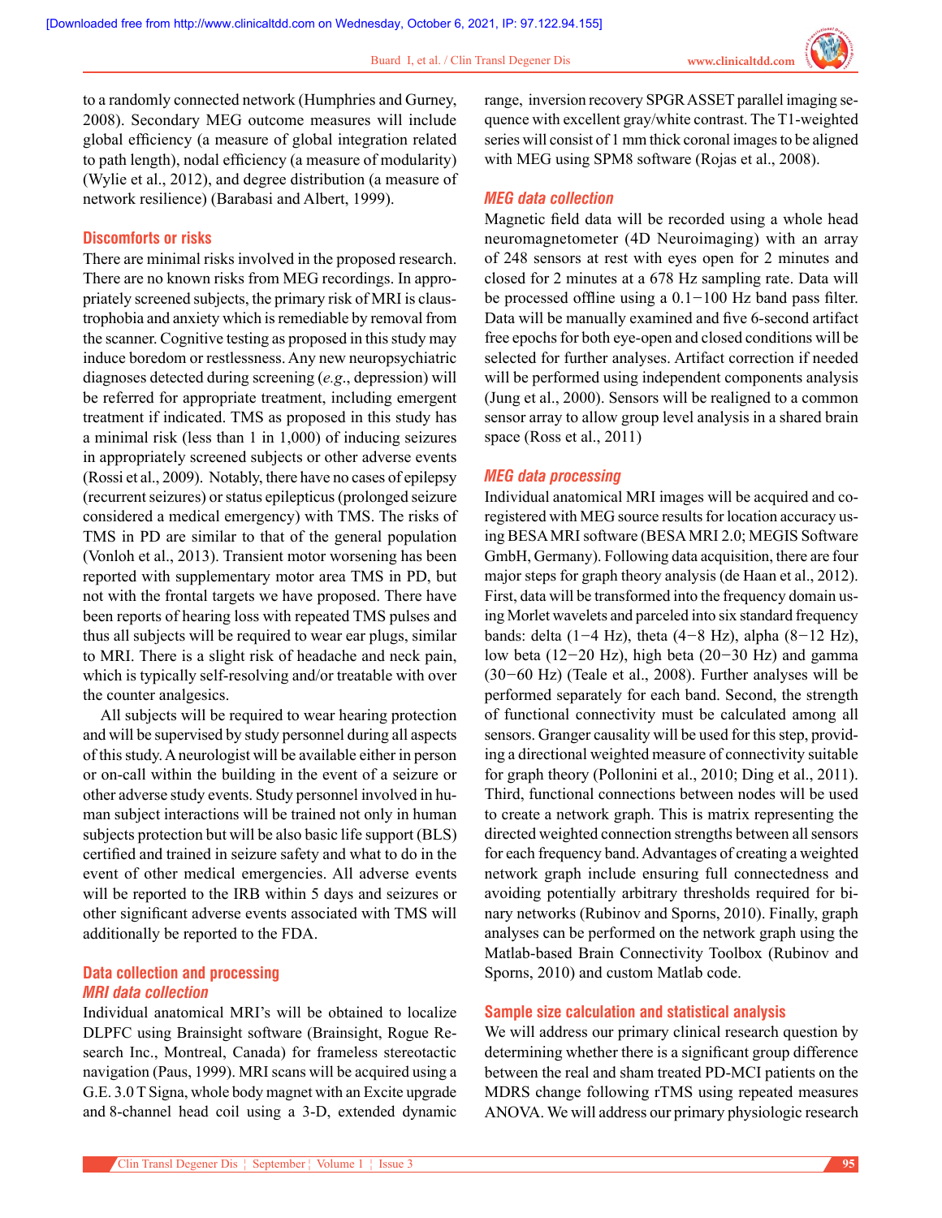to a randomly connected network (Humphries and Gurney, 2008). Secondary MEG outcome measures will include global efficiency (a measure of global integration related to path length), nodal efficiency (a measure of modularity) (Wylie et al., 2012), and degree distribution (a measure of network resilience) (Barabasi and Albert, 1999).

## Discomforts or risks

There are minimal risks involved in the proposed research. There are no known risks from MEG recordings. In appropriately screened subjects, the primary risk of MRI is claustrophobia and anxiety which is remediable by removal from the scanner. Cognitive testing as proposed in this study may induce boredom or restlessness. Any new neuropsychiatric diagnoses detected during screening (*e.g.*, depression) will be referred for appropriate treatment, including emergent treatment if indicated. TMS as proposed in this study has a minimal risk (less than 1 in 1,000) of inducing seizures in appropriately screened subjects or other adverse events (Rossi et al., 2009). Notably, there have no cases of epilepsy (recurrent seizures) or status epilepticus (prolonged seizure considered a medical emergency) with TMS. The risks of TMS in PD are similar to that of the general population (Vonloh et al., 2013). Transient motor worsening has been reported with supplementary motor area TMS in PD, but not with the frontal targets we have proposed. There have been reports of hearing loss with repeated TMS pulses and thus all subjects will be required to wear ear plugs, similar to MRI. There is a slight risk of headache and neck pain, which is typically self-resolving and/or treatable with over the counter analgesics.

All subjects will be required to wear hearing protection and will be supervised by study personnel during all aspects of this study. A neurologist will be available either in person or on-call within the building in the event of a seizure or other adverse study events. Study personnel involved in human subject interactions will be trained not only in human subjects protection but will be also basic life support (BLS) certified and trained in seizure safety and what to do in the event of other medical emergencies. All adverse events will be reported to the IRB within 5 days and seizures or other significant adverse events associated with TMS will additionally be reported to the FDA.

## Data collection and processing

### MRI data collection

Individual anatomical MRI's will be obtained to localize DLPFC using Brainsight software (Brainsight, Rogue Research Inc., Montreal, Canada) for frameless stereotactic navigation (Paus, 1999). MRI scans will be acquired using a G.E. 3.0 T Signa, whole body magnet with an Excite upgrade and 8-channel head coil using a 3-D, extended dynamic range, inversion recovery SPGR ASSET parallel imaging sequence with excellent gray/white contrast. The T1-weighted series will consist of 1 mm thick coronal images to be aligned with MEG using SPM8 software (Rojas et al., 2008).

### MEG data collection

Magnetic field data will be recorded using a whole head neuromagnetometer (4D Neuroimaging) with an array of 248 sensors at rest with eyes open for 2 minutes and closed for 2 minutes at a 678 Hz sampling rate. Data will be processed offline using a 0.1−100 Hz band pass filter. Data will be manually examined and five 6-second artifact free epochs for both eye-open and closed conditions will be selected for further analyses. Artifact correction if needed will be performed using independent components analysis (Jung et al., 2000). Sensors will be realigned to a common sensor array to allow group level analysis in a shared brain space (Ross et al., 2011)

### MEG data processing

Individual anatomical MRI images will be acquired and co-registered with MEG source results for location accuracy using BESA MRI software (BESA MRI 2.0; MEGIS Software GmbH, Germany). Following data acquisition, there are four major steps for graph theory analysis (de Haan et al., 2012). First, data will be transformed into the frequency domain using Morlet wavelets and parceled into six standard frequency bands: delta (1−4 Hz), theta (4−8 Hz), alpha (8−12 Hz), low beta (12−20 Hz), high beta (20−30 Hz) and gamma (30−60 Hz) (Teale et al., 2008). Further analyses will be performed separately for each band. Second, the strength of functional connectivity must be calculated among all sensors. Granger causality will be used for this step, providing a directional weighted measure of connectivity suitable for graph theory (Pollonini et al., 2010; Ding et al., 2011). Third, functional connections between nodes will be used to create a network graph. This is matrix representing the directed weighted connection strengths between all sensors for each frequency band. Advantages of creating a weighted network graph include ensuring full connectedness and avoiding potentially arbitrary thresholds required for binary networks (Rubinov and Sporns, 2010). Finally, graph analyses can be performed on the network graph using the Matlab-based Brain Connectivity Toolbox (Rubinov and Sporns, 2010) and custom Matlab code.

## Sample size calculation and statistical analysis

We will address our primary clinical research question by determining whether there is a significant group difference between the real and sham treated PD-MCI patients on the MDRS change following rTMS using repeated measures ANOVA. We will address our primary physiologic research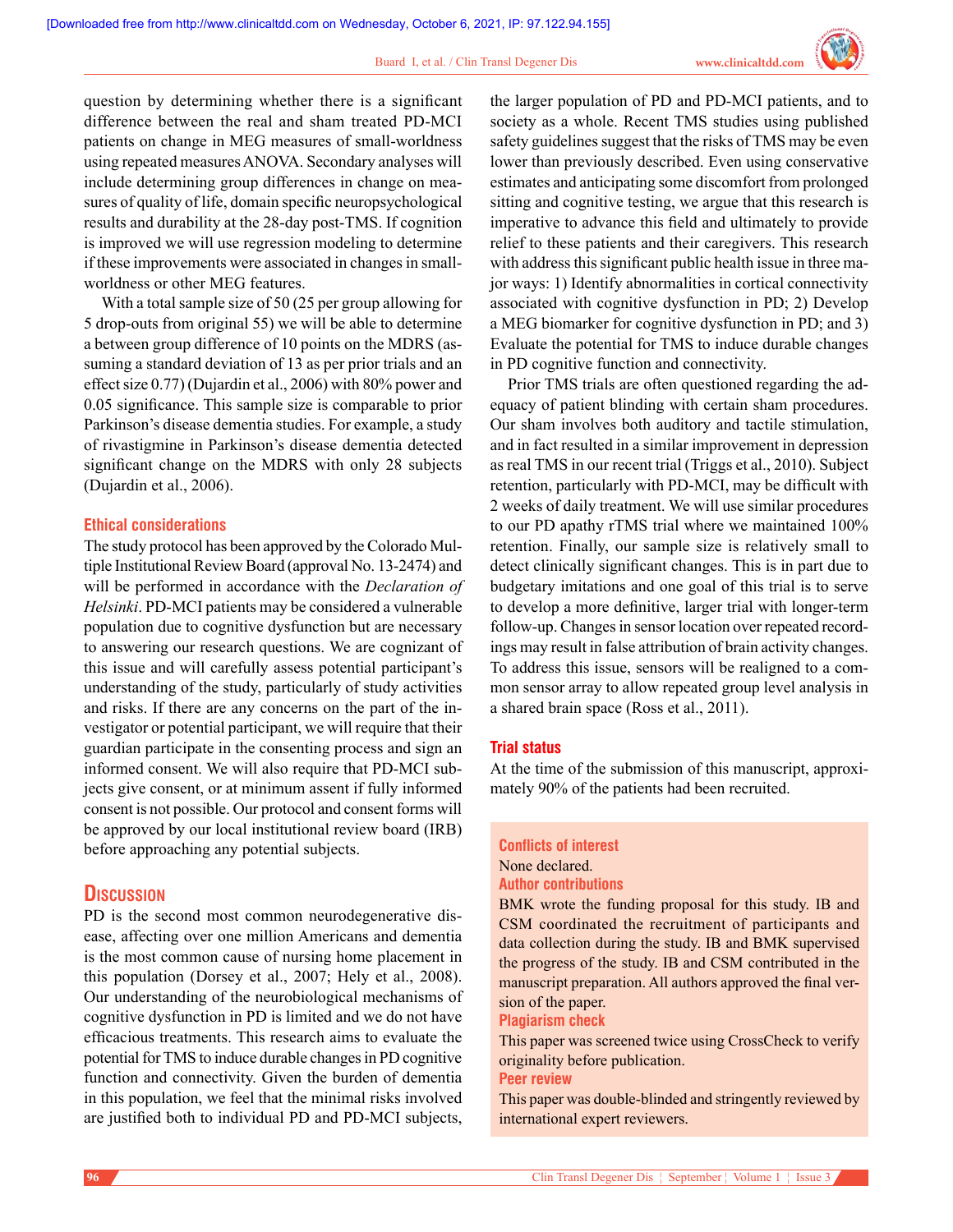question by determining whether there is a significant difference between the real and sham treated PD-MCI patients on change in MEG measures of small-worldness using repeated measures ANOVA. Secondary analyses will include determining group differences in change on measures of quality of life, domain specific neuropsychological results and durability at the 28-day post-TMS. If cognition is improved we will use regression modeling to determine if these improvements were associated in changes in small-worldness or other MEG features.

With a total sample size of 50 (25 per group allowing for 5 drop-outs from original 55) we will be able to determine a between group difference of 10 points on the MDRS (assuming a standard deviation of 13 as per prior trials and an effect size 0.77) (Dujardin et al., 2006) with 80% power and 0.05 significance. This sample size is comparable to prior Parkinson's disease dementia studies. For example, a study of rivastigmine in Parkinson's disease dementia detected significant change on the MDRS with only 28 subjects (Dujardin et al., 2006).

### Ethical considerations

The study protocol has been approved by the Colorado Multiple Institutional Review Board (approval No. 13-2474) and will be performed in accordance with the *Declaration of Helsinki*. PD-MCI patients may be considered a vulnerable population due to cognitive dysfunction but are necessary to answering our research questions. We are cognizant of this issue and will carefully assess potential participant's understanding of the study, particularly of study activities and risks. If there are any concerns on the part of the investigator or potential participant, we will require that their guardian participate in the consenting process and sign an informed consent. We will also require that PD-MCI subjects give consent, or at minimum assent if fully informed consent is not possible. Our protocol and consent forms will be approved by our local institutional review board (IRB) before approaching any potential subjects.

## Discussion

PD is the second most common neurodegenerative disease, affecting over one million Americans and dementia is the most common cause of nursing home placement in this population (Dorsey et al., 2007; Hely et al., 2008). Our understanding of the neurobiological mechanisms of cognitive dysfunction in PD is limited and we do not have efficacious treatments. This research aims to evaluate the potential for TMS to induce durable changes in PD cognitive function and connectivity. Given the burden of dementia in this population, we feel that the minimal risks involved are justified both to individual PD and PD-MCI subjects, the larger population of PD and PD-MCI patients, and to society as a whole. Recent TMS studies using published safety guidelines suggest that the risks of TMS may be even lower than previously described. Even using conservative estimates and anticipating some discomfort from prolonged sitting and cognitive testing, we argue that this research is imperative to advance this field and ultimately to provide relief to these patients and their caregivers. This research with address this significant public health issue in three major ways: 1) Identify abnormalities in cortical connectivity associated with cognitive dysfunction in PD; 2) Develop a MEG biomarker for cognitive dysfunction in PD; and 3) Evaluate the potential for TMS to induce durable changes in PD cognitive function and connectivity.

Prior TMS trials are often questioned regarding the adequacy of patient blinding with certain sham procedures. Our sham involves both auditory and tactile stimulation, and in fact resulted in a similar improvement in depression as real TMS in our recent trial (Triggs et al., 2010). Subject retention, particularly with PD-MCI, may be difficult with 2 weeks of daily treatment. We will use similar procedures to our PD apathy rTMS trial where we maintained 100% retention. Finally, our sample size is relatively small to detect clinically significant changes. This is in part due to budgetary imitations and one goal of this trial is to serve to develop a more definitive, larger trial with longer-term follow-up. Changes in sensor location over repeated recordings may result in false attribution of brain activity changes. To address this issue, sensors will be realigned to a common sensor array to allow repeated group level analysis in a shared brain space (Ross et al., 2011).

### Trial status

At the time of the submission of this manuscript, approximately 90% of the patients had been recruited.

### Conflicts of interest

None declared.

### Author contributions

BMK wrote the funding proposal for this study. IB and CSM coordinated the recruitment of participants and data collection during the study. IB and BMK supervised the progress of the study. IB and CSM contributed in the manuscript preparation. All authors approved the final version of the paper.

### Plagiarism check

This paper was screened twice using CrossCheck to verify originality before publication.

### Peer review

This paper was double-blinded and stringently reviewed by international expert reviewers.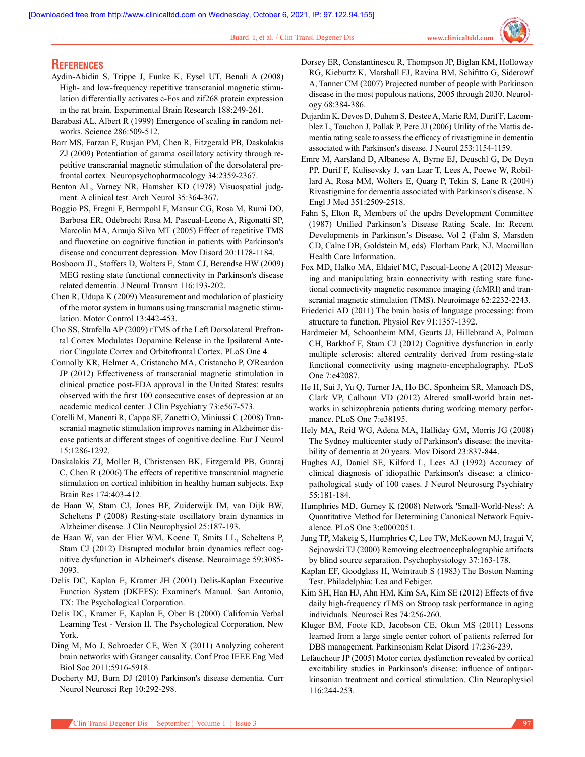## References

Aydin-Abidin S, Trippe J, Funke K, Eysel UT, Benali A (2008) High- and low-frequency repetitive transcranial magnetic stimulation differentially activates c-Fos and zif268 protein expression in the rat brain. Experimental Brain Research 188:249-261.

Barabasi AL, Albert R (1999) Emergence of scaling in random networks. Science 286:509-512.

Barr MS, Farzan F, Rusjan PM, Chen R, Fitzgerald PB, Daskalakis ZJ (2009) Potentiation of gamma oscillatory activity through repetitive transcranial magnetic stimulation of the dorsolateral prefrontal cortex. Neuropsychopharmacology 34:2359-2367.

Benton AL, Varney NR, Hamsher KD (1978) Visuospatial judgment. A clinical test. Arch Neurol 35:364-367.

Boggio PS, Fregni F, Bermpohl F, Mansur CG, Rosa M, Rumi DO, Barbosa ER, Odebrecht Rosa M, Pascual-Leone A, Rigonatti SP, Marcolin MA, Araujo Silva MT (2005) Effect of repetitive TMS and fluoxetine on cognitive function in patients with Parkinson's disease and concurrent depression. Mov Disord 20:1178-1184.

Bosboom JL, Stoffers D, Wolters E, Stam CJ, Berendse HW (2009) MEG resting state functional connectivity in Parkinson's disease related dementia. J Neural Transm 116:193-202.

Chen R, Udupa K (2009) Measurement and modulation of plasticity of the motor system in humans using transcranial magnetic stimulation. Motor Control 13:442-453.

Cho SS, Strafella AP (2009) rTMS of the Left Dorsolateral Prefrontal Cortex Modulates Dopamine Release in the Ipsilateral Anterior Cingulate Cortex and Orbitofrontal Cortex. PLoS One 4.

Connolly KR, Helmer A, Cristancho MA, Cristancho P, O'Reardon JP (2012) Effectiveness of transcranial magnetic stimulation in clinical practice post-FDA approval in the United States: results observed with the first 100 consecutive cases of depression at an academic medical center. J Clin Psychiatry 73:e567-573.

Cotelli M, Manenti R, Cappa SF, Zanetti O, Miniussi C (2008) Transcranial magnetic stimulation improves naming in Alzheimer disease patients at different stages of cognitive decline. Eur J Neurol 15:1286-1292.

Daskalakis ZJ, Moller B, Christensen BK, Fitzgerald PB, Gunraj C, Chen R (2006) The effects of repetitive transcranial magnetic stimulation on cortical inhibition in healthy human subjects. Exp Brain Res 174:403-412.

de Haan W, Stam CJ, Jones BF, Zuiderwijk IM, van Dijk BW, Scheltens P (2008) Resting-state oscillatory brain dynamics in Alzheimer disease. J Clin Neurophysiol 25:187-193.

de Haan W, van der Flier WM, Koene T, Smits LL, Scheltens P, Stam CJ (2012) Disrupted modular brain dynamics reflect cognitive dysfunction in Alzheimer's disease. Neuroimage 59:3085-3093.

Delis DC, Kaplan E, Kramer JH (2001) Delis-Kaplan Executive Function System (DKEFS): Examiner's Manual. San Antonio, TX: The Psychological Corporation.

Delis DC, Kramer E, Kaplan E, Ober B (2000) California Verbal Learning Test - Version II. The Psychological Corporation, New York.

Ding M, Mo J, Schroeder CE, Wen X (2011) Analyzing coherent brain networks with Granger causality. Conf Proc IEEE Eng Med Biol Soc 2011:5916-5918.

Docherty MJ, Burn DJ (2010) Parkinson's disease dementia. Curr Neurol Neurosci Rep 10:292-298.

Dorsey ER, Constantinescu R, Thompson JP, Biglan KM, Holloway RG, Kieburtz K, Marshall FJ, Ravina BM, Schifitto G, Siderowf A, Tanner CM (2007) Projected number of people with Parkinson disease in the most populous nations, 2005 through 2030. Neurology 68:384-386.

Dujardin K, Devos D, Duhem S, Destee A, Marie RM, Durif F, Lacomblez L, Touchon J, Pollak P, Pere JJ (2006) Utility of the Mattis dementia rating scale to assess the efficacy of rivastigmine in dementia associated with Parkinson's disease. J Neurol 253:1154-1159.

Emre M, Aarsland D, Albanese A, Byrne EJ, Deuschl G, De Deyn PP, Durif F, Kulisevsky J, van Laar T, Lees A, Poewe W, Robillard A, Rosa MM, Wolters E, Quarg P, Tekin S, Lane R (2004) Rivastigmine for dementia associated with Parkinson's disease. N Engl J Med 351:2509-2518.

Fahn S, Elton R, Members of the updrs Development Committee (1987) Unified Parkinson's Disease Rating Scale. In: Recent Developments in Parkinson's Disease, Vol 2 (Fahn S, Marsden CD, Calne DB, Goldstein M, eds) Florham Park, NJ. Macmillan Health Care Information.

Fox MD, Halko MA, Eldaief MC, Pascual-Leone A (2012) Measuring and manipulating brain connectivity with resting state functional connectivity magnetic resonance imaging (fcMRI) and transcranial magnetic stimulation (TMS). Neuroimage 62:2232-2243.

Friederici AD (2011) The brain basis of language processing: from structure to function. Physiol Rev 91:1357-1392.

Hardmeier M, Schoonheim MM, Geurts JJ, Hillebrand A, Polman CH, Barkhof F, Stam CJ (2012) Cognitive dysfunction in early multiple sclerosis: altered centrality derived from resting-state functional connectivity using magneto-encephalography. PLoS One 7:e42087.

He H, Sui J, Yu Q, Turner JA, Ho BC, Sponheim SR, Manoach DS, Clark VP, Calhoun VD (2012) Altered small-world brain networks in schizophrenia patients during working memory performance. PLoS One 7:e38195.

Hely MA, Reid WG, Adena MA, Halliday GM, Morris JG (2008) The Sydney multicenter study of Parkinson's disease: the inevitability of dementia at 20 years. Mov Disord 23:837-844.

Hughes AJ, Daniel SE, Kilford L, Lees AJ (1992) Accuracy of clinical diagnosis of idiopathic Parkinson's disease: a clinico-pathological study of 100 cases. J Neurol Neurosurg Psychiatry 55:181-184.

Humphries MD, Gurney K (2008) Network 'Small-World-Ness': A Quantitative Method for Determining Canonical Network Equivalence. PLoS One 3:e0002051.

Jung TP, Makeig S, Humphries C, Lee TW, McKeown MJ, Iragui V, Sejnowski TJ (2000) Removing electroencephalographic artifacts by blind source separation. Psychophysiology 37:163-178.

Kaplan EF, Goodglass H, Weintraub S (1983) The Boston Naming Test. Philadelphia: Lea and Febiger.

Kim SH, Han HJ, Ahn HM, Kim SA, Kim SE (2012) Effects of five daily high-frequency rTMS on Stroop task performance in aging individuals. Neurosci Res 74:256-260.

Kluger BM, Foote KD, Jacobson CE, Okun MS (2011) Lessons learned from a large single center cohort of patients referred for DBS management. Parkinsonism Relat Disord 17:236-239.

Lefaucheur JP (2005) Motor cortex dysfunction revealed by cortical excitability studies in Parkinson's disease: influence of antiparkinsonian treatment and cortical stimulation. Clin Neurophysiol 116:244-253.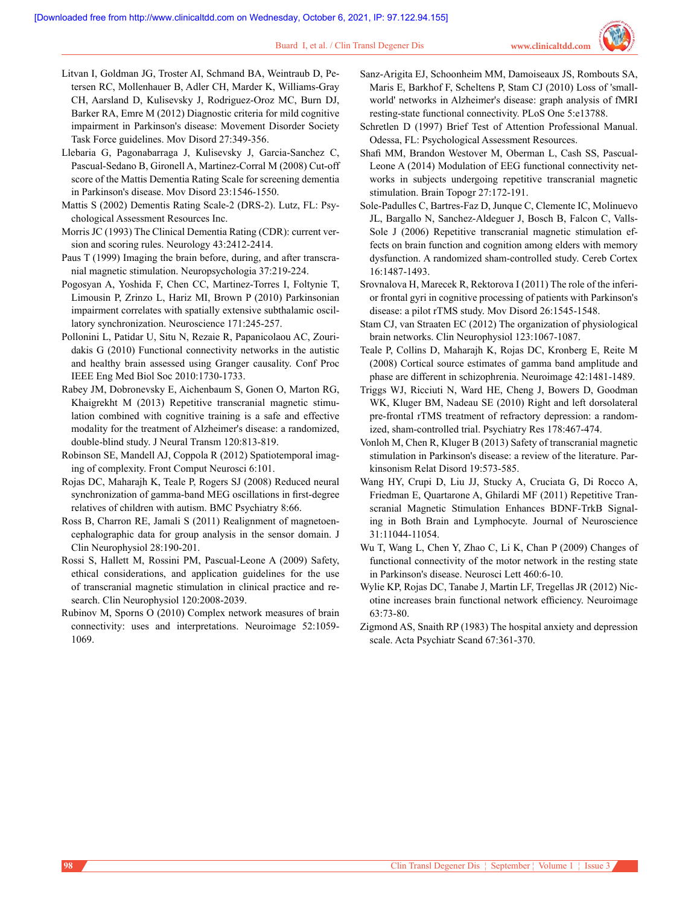Litvan I, Goldman JG, Troster AI, Schmand BA, Weintraub D, Petersen RC, Mollenhauer B, Adler CH, Marder K, Williams-Gray CH, Aarsland D, Kulisevsky J, Rodriguez-Oroz MC, Burn DJ, Barker RA, Emre M (2012) Diagnostic criteria for mild cognitive impairment in Parkinson's disease: Movement Disorder Society Task Force guidelines. Mov Disord 27:349-356.

Llebaria G, Pagonabarraga J, Kulisevsky J, Garcia-Sanchez C, Pascual-Sedano B, Gironell A, Martinez-Corral M (2008) Cut-off score of the Mattis Dementia Rating Scale for screening dementia in Parkinson's disease. Mov Disord 23:1546-1550.

Mattis S (2002) Dementis Rating Scale-2 (DRS-2). Lutz, FL: Psychological Assessment Resources Inc.

Morris JC (1993) The Clinical Dementia Rating (CDR): current version and scoring rules. Neurology 43:2412-2414.

Paus T (1999) Imaging the brain before, during, and after transcranial magnetic stimulation. Neuropsychologia 37:219-224.

Pogosyan A, Yoshida F, Chen CC, Martinez-Torres I, Foltynie T, Limousin P, Zrinzo L, Hariz MI, Brown P (2010) Parkinsonian impairment correlates with spatially extensive subthalamic oscillatory synchronization. Neuroscience 171:245-257.

Pollonini L, Patidar U, Situ N, Rezaie R, Papanicolaou AC, Zouridakis G (2010) Functional connectivity networks in the autistic and healthy brain assessed using Granger causality. Conf Proc IEEE Eng Med Biol Soc 2010:1730-1733.

Rabey JM, Dobronevsky E, Aichenbaum S, Gonen O, Marton RG, Khaigrekht M (2013) Repetitive transcranial magnetic stimulation combined with cognitive training is a safe and effective modality for the treatment of Alzheimer's disease: a randomized, double-blind study. J Neural Transm 120:813-819.

Robinson SE, Mandell AJ, Coppola R (2012) Spatiotemporal imaging of complexity. Front Comput Neurosci 6:101.

Rojas DC, Maharajh K, Teale P, Rogers SJ (2008) Reduced neural synchronization of gamma-band MEG oscillations in first-degree relatives of children with autism. BMC Psychiatry 8:66.

Ross B, Charron RE, Jamali S (2011) Realignment of magnetoencephalographic data for group analysis in the sensor domain. J Clin Neurophysiol 28:190-201.

Rossi S, Hallett M, Rossini PM, Pascual-Leone A (2009) Safety, ethical considerations, and application guidelines for the use of transcranial magnetic stimulation in clinical practice and research. Clin Neurophysiol 120:2008-2039.

Rubinov M, Sporns O (2010) Complex network measures of brain connectivity: uses and interpretations. Neuroimage 52:1059-1069.

Sanz-Arigita EJ, Schoonheim MM, Damoiseaux JS, Rombouts SA, Maris E, Barkhof F, Scheltens P, Stam CJ (2010) Loss of 'small-world' networks in Alzheimer's disease: graph analysis of fMRI resting-state functional connectivity. PLoS One 5:e13788.

Schretlen D (1997) Brief Test of Attention Professional Manual. Odessa, FL: Psychological Assessment Resources.

Shafi MM, Brandon Westover M, Oberman L, Cash SS, Pascual-Leone A (2014) Modulation of EEG functional connectivity networks in subjects undergoing repetitive transcranial magnetic stimulation. Brain Topogr 27:172-191.

Sole-Padulles C, Bartres-Faz D, Junque C, Clemente IC, Molinuevo JL, Bargallo N, Sanchez-Aldeguer J, Bosch B, Falcon C, Valls-Sole J (2006) Repetitive transcranial magnetic stimulation effects on brain function and cognition among elders with memory dysfunction. A randomized sham-controlled study. Cereb Cortex 16:1487-1493.

Srovnalova H, Marecek R, Rektorova I (2011) The role of the inferior frontal gyri in cognitive processing of patients with Parkinson's disease: a pilot rTMS study. Mov Disord 26:1545-1548.

Stam CJ, van Straaten EC (2012) The organization of physiological brain networks. Clin Neurophysiol 123:1067-1087.

Teale P, Collins D, Maharajh K, Rojas DC, Kronberg E, Reite M (2008) Cortical source estimates of gamma band amplitude and phase are different in schizophrenia. Neuroimage 42:1481-1489.

Triggs WJ, Ricciuti N, Ward HE, Cheng J, Bowers D, Goodman WK, Kluger BM, Nadeau SE (2010) Right and left dorsolateral pre-frontal rTMS treatment of refractory depression: a randomized, sham-controlled trial. Psychiatry Res 178:467-474.

Vonloh M, Chen R, Kluger B (2013) Safety of transcranial magnetic stimulation in Parkinson's disease: a review of the literature. Parkinsonism Relat Disord 19:573-585.

Wang HY, Crupi D, Liu JJ, Stucky A, Cruciata G, Di Rocco A, Friedman E, Quartarone A, Ghilardi MF (2011) Repetitive Transcranial Magnetic Stimulation Enhances BDNF-TrkB Signaling in Both Brain and Lymphocyte. Journal of Neuroscience 31:11044-11054.

Wu T, Wang L, Chen Y, Zhao C, Li K, Chan P (2009) Changes of functional connectivity of the motor network in the resting state in Parkinson's disease. Neurosci Lett 460:6-10.

Wylie KP, Rojas DC, Tanabe J, Martin LF, Tregellas JR (2012) Nicotine increases brain functional network efficiency. Neuroimage 63:73-80.

Zigmond AS, Snaith RP (1983) The hospital anxiety and depression scale. Acta Psychiatr Scand 67:361-370.